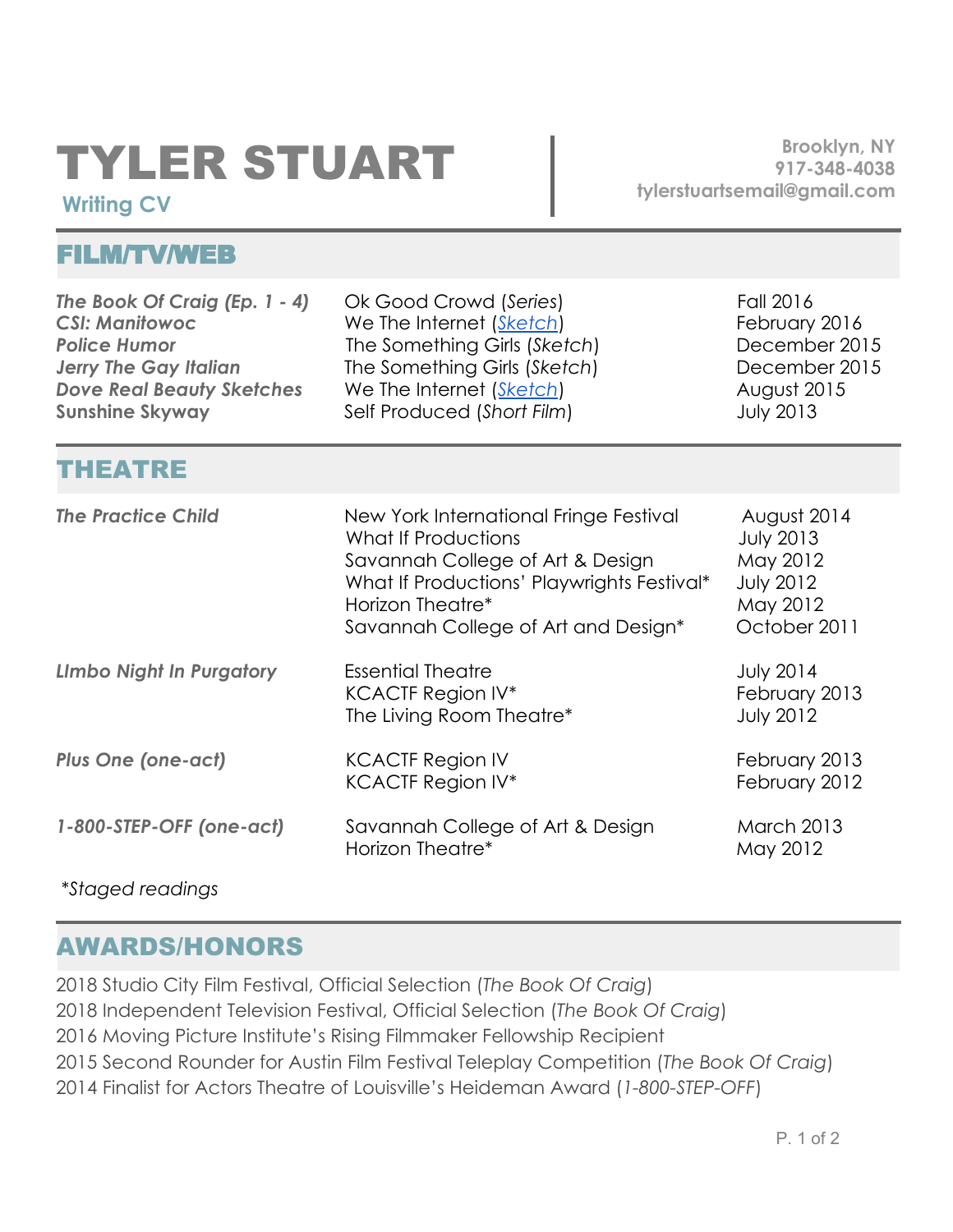# TYLER STUART

**Writing CV**

**Brooklyn, NY**
**917-348-4038**
**tylerstuartsemail@gmail.com**

## FILM/TV/WEB

| | | |
|---|---|---|
| ***The Book Of Craig (Ep. 1 - 4)*** | Ok Good Crowd (*Series*) | Fall 2016 |
| ***CSI: Manitowoc*** | We The Internet (*Sketch*) | February 2016 |
| ***Police Humor*** | The Something Girls (*Sketch*) | December 2015 |
| ***Jerry The Gay Italian*** | The Something Girls (*Sketch*) | December 2015 |
| ***Dove Real Beauty Sketches*** | We The Internet (*Sketch*) | August 2015 |
| **Sunshine Skyway** | Self Produced (*Short Film*) | July 2013 |

## THEATRE

| | | |
|---|---|---|
| ***The Practice Child*** | New York International Fringe Festival | August 2014 |
| | What If Productions | July 2013 |
| | Savannah College of Art & Design | May 2012 |
| | What If Productions' Playwrights Festival* | July 2012 |
| | Horizon Theatre* | May 2012 |
| | Savannah College of Art and Design* | October 2011 |
| ***LImbo Night In Purgatory*** | Essential Theatre | July 2014 |
| | KCACTF Region IV* | February 2013 |
| | The Living Room Theatre* | July 2012 |
| ***Plus One (one-act)*** | KCACTF Region IV | February 2013 |
| | KCACTF Region IV* | February 2012 |
| ***1-800-STEP-OFF (one-act)*** | Savannah College of Art & Design | March 2013 |
| | Horizon Theatre* | May 2012 |

*\*Staged readings*

## AWARDS/HONORS

2018 Studio City Film Festival, Official Selection (*The Book Of Craig*)
2018 Independent Television Festival, Official Selection (*The Book Of Craig*)
2016 Moving Picture Institute's Rising Filmmaker Fellowship Recipient
2015 Second Rounder for Austin Film Festival Teleplay Competition (*The Book Of Craig*)
2014 Finalist for Actors Theatre of Louisville's Heideman Award (*1-800-STEP-OFF*)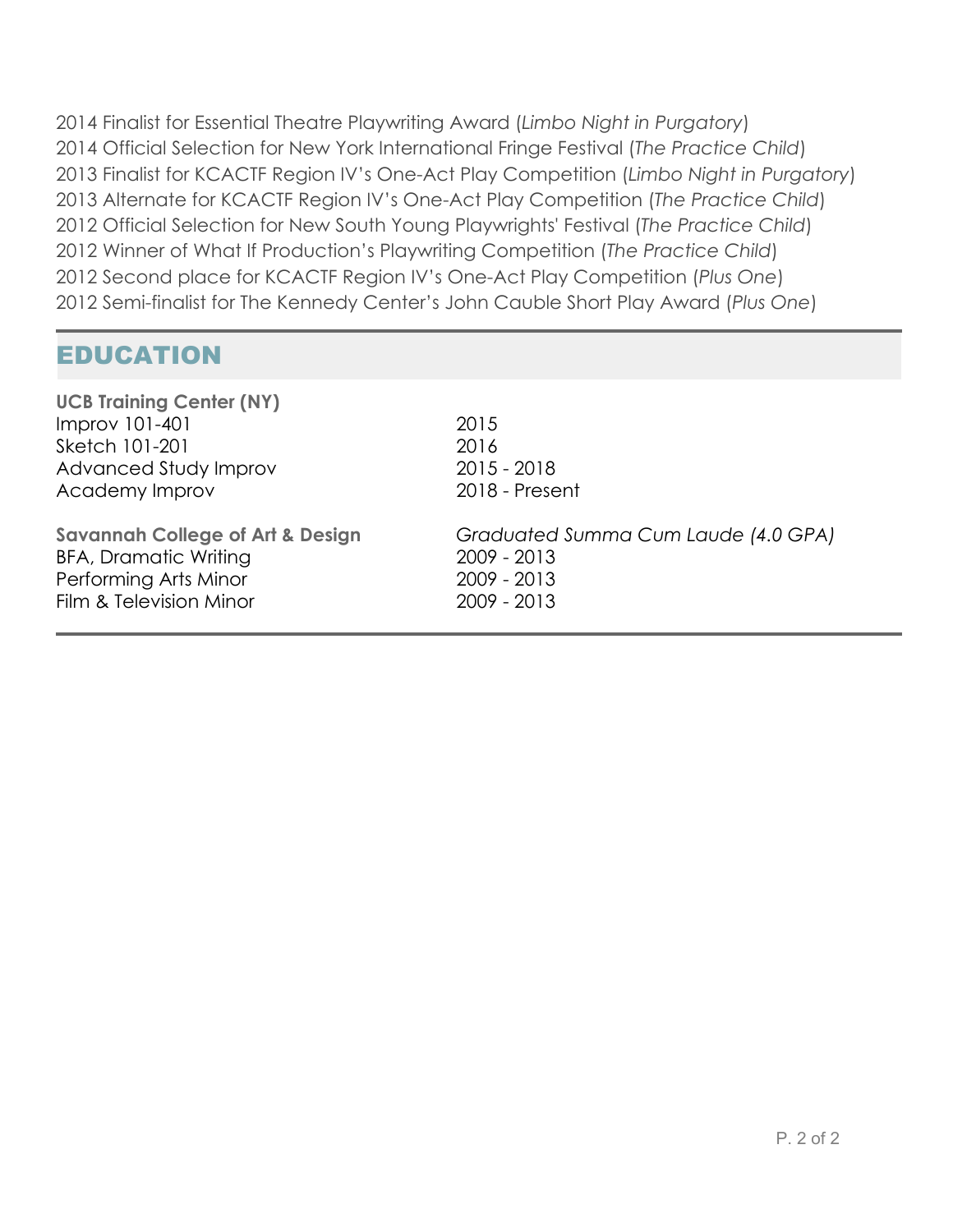2014 Finalist for Essential Theatre Playwriting Award (*Limbo Night in Purgatory*)
2014 Official Selection for New York International Fringe Festival (*The Practice Child*)
2013 Finalist for KCACTF Region IV's One-Act Play Competition (*Limbo Night in Purgatory*)
2013 Alternate for KCACTF Region IV's One-Act Play Competition (*The Practice Child*)
2012 Official Selection for New South Young Playwrights' Festival (*The Practice Child*)
2012 Winner of What If Production's Playwriting Competition (*The Practice Child*)
2012 Second place for KCACTF Region IV's One-Act Play Competition (*Plus One*)
2012 Semi-finalist for The Kennedy Center's John Cauble Short Play Award (*Plus One*)

## EDUCATION

**UCB Training Center (NY)**

| | |
|---|---|
| Improv 101-401 | 2015 |
| Sketch 101-201 | 2016 |
| Advanced Study Improv | 2015 - 2018 |
| Academy Improv | 2018 - Present |

**Savannah College of Art & Design** — *Graduated Summa Cum Laude (4.0 GPA)*

| | |
|---|---|
| BFA, Dramatic Writing | 2009 - 2013 |
| Performing Arts Minor | 2009 - 2013 |
| Film & Television Minor | 2009 - 2013 |